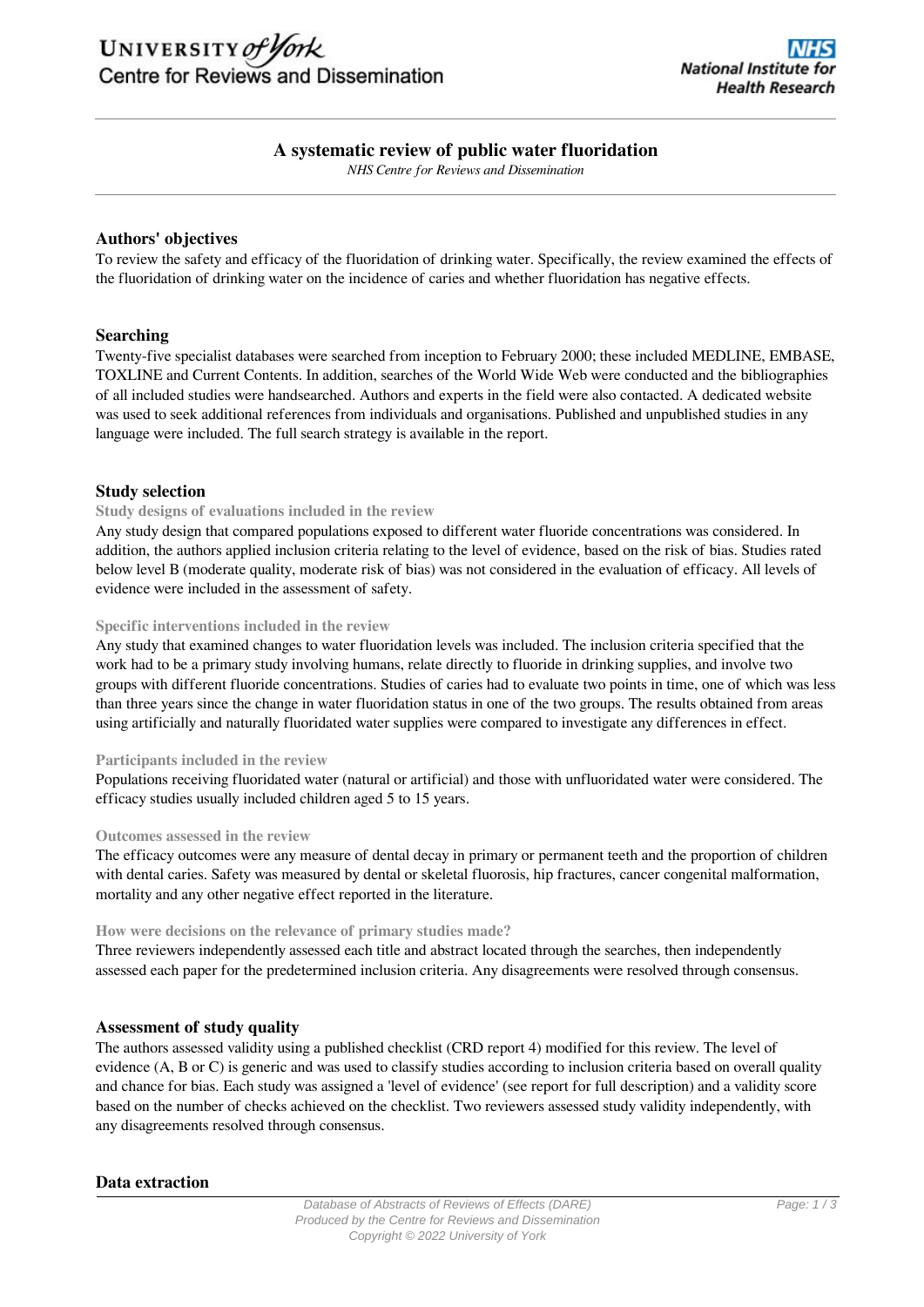# A systematic review of public water fluoridation

*NHS Centre for Reviews and Dissemination*

## Authors' objectives

To review the safety and efficacy of the fluoridation of drinking water. Specifically, the review examined the effects of the fluoridation of drinking water on the incidence of caries and whether fluoridation has negative effects.

## Searching

Twenty-five specialist databases were searched from inception to February 2000; these included MEDLINE, EMBASE, TOXLINE and Current Contents. In addition, searches of the World Wide Web were conducted and the bibliographies of all included studies were handsearched. Authors and experts in the field were also contacted. A dedicated website was used to seek additional references from individuals and organisations. Published and unpublished studies in any language were included. The full search strategy is available in the report.

## Study selection

### Study designs of evaluations included in the review

Any study design that compared populations exposed to different water fluoride concentrations was considered. In addition, the authors applied inclusion criteria relating to the level of evidence, based on the risk of bias. Studies rated below level B (moderate quality, moderate risk of bias) was not considered in the evaluation of efficacy. All levels of evidence were included in the assessment of safety.

### Specific interventions included in the review

Any study that examined changes to water fluoridation levels was included. The inclusion criteria specified that the work had to be a primary study involving humans, relate directly to fluoride in drinking supplies, and involve two groups with different fluoride concentrations. Studies of caries had to evaluate two points in time, one of which was less than three years since the change in water fluoridation status in one of the two groups. The results obtained from areas using artificially and naturally fluoridated water supplies were compared to investigate any differences in effect.

### Participants included in the review

Populations receiving fluoridated water (natural or artificial) and those with unfluoridated water were considered. The efficacy studies usually included children aged 5 to 15 years.

### Outcomes assessed in the review

The efficacy outcomes were any measure of dental decay in primary or permanent teeth and the proportion of children with dental caries. Safety was measured by dental or skeletal fluorosis, hip fractures, cancer congenital malformation, mortality and any other negative effect reported in the literature.

### How were decisions on the relevance of primary studies made?

Three reviewers independently assessed each title and abstract located through the searches, then independently assessed each paper for the predetermined inclusion criteria. Any disagreements were resolved through consensus.

## Assessment of study quality

The authors assessed validity using a published checklist (CRD report 4) modified for this review. The level of evidence (A, B or C) is generic and was used to classify studies according to inclusion criteria based on overall quality and chance for bias. Each study was assigned a 'level of evidence' (see report for full description) and a validity score based on the number of checks achieved on the checklist. Two reviewers assessed study validity independently, with any disagreements resolved through consensus.

## Data extraction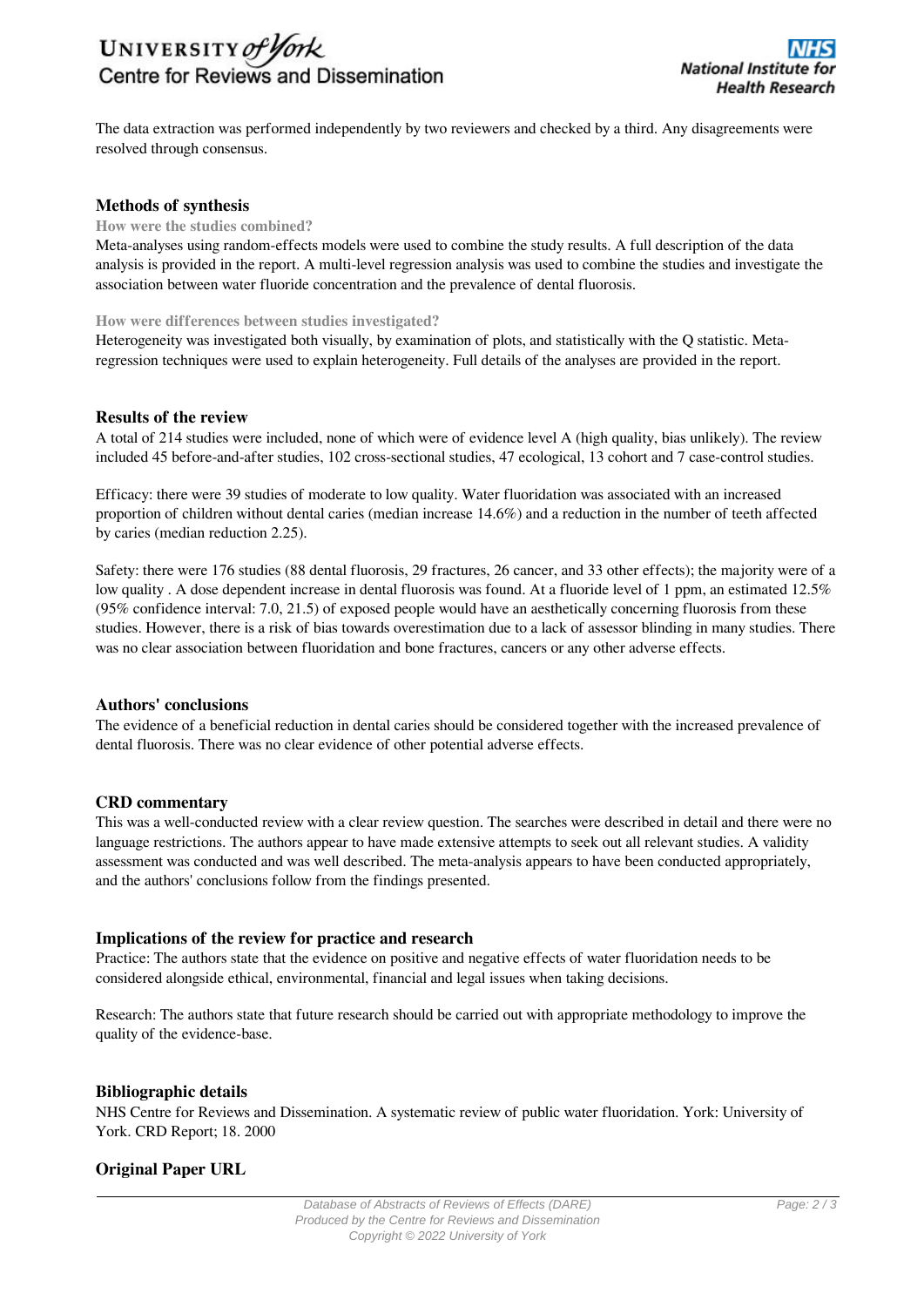The data extraction was performed independently by two reviewers and checked by a third. Any disagreements were resolved through consensus.

## Methods of synthesis

### How were the studies combined?

Meta-analyses using random-effects models were used to combine the study results. A full description of the data analysis is provided in the report. A multi-level regression analysis was used to combine the studies and investigate the association between water fluoride concentration and the prevalence of dental fluorosis.

### How were differences between studies investigated?

Heterogeneity was investigated both visually, by examination of plots, and statistically with the Q statistic. Meta-regression techniques were used to explain heterogeneity. Full details of the analyses are provided in the report.

## Results of the review

A total of 214 studies were included, none of which were of evidence level A (high quality, bias unlikely). The review included 45 before-and-after studies, 102 cross-sectional studies, 47 ecological, 13 cohort and 7 case-control studies.

Efficacy: there were 39 studies of moderate to low quality. Water fluoridation was associated with an increased proportion of children without dental caries (median increase 14.6%) and a reduction in the number of teeth affected by caries (median reduction 2.25).

Safety: there were 176 studies (88 dental fluorosis, 29 fractures, 26 cancer, and 33 other effects); the majority were of a low quality . A dose dependent increase in dental fluorosis was found. At a fluoride level of 1 ppm, an estimated 12.5% (95% confidence interval: 7.0, 21.5) of exposed people would have an aesthetically concerning fluorosis from these studies. However, there is a risk of bias towards overestimation due to a lack of assessor blinding in many studies. There was no clear association between fluoridation and bone fractures, cancers or any other adverse effects.

## Authors' conclusions

The evidence of a beneficial reduction in dental caries should be considered together with the increased prevalence of dental fluorosis. There was no clear evidence of other potential adverse effects.

## CRD commentary

This was a well-conducted review with a clear review question. The searches were described in detail and there were no language restrictions. The authors appear to have made extensive attempts to seek out all relevant studies. A validity assessment was conducted and was well described. The meta-analysis appears to have been conducted appropriately, and the authors' conclusions follow from the findings presented.

## Implications of the review for practice and research

Practice: The authors state that the evidence on positive and negative effects of water fluoridation needs to be considered alongside ethical, environmental, financial and legal issues when taking decisions.

Research: The authors state that future research should be carried out with appropriate methodology to improve the quality of the evidence-base.

## Bibliographic details

NHS Centre for Reviews and Dissemination. A systematic review of public water fluoridation. York: University of York. CRD Report; 18. 2000

## Original Paper URL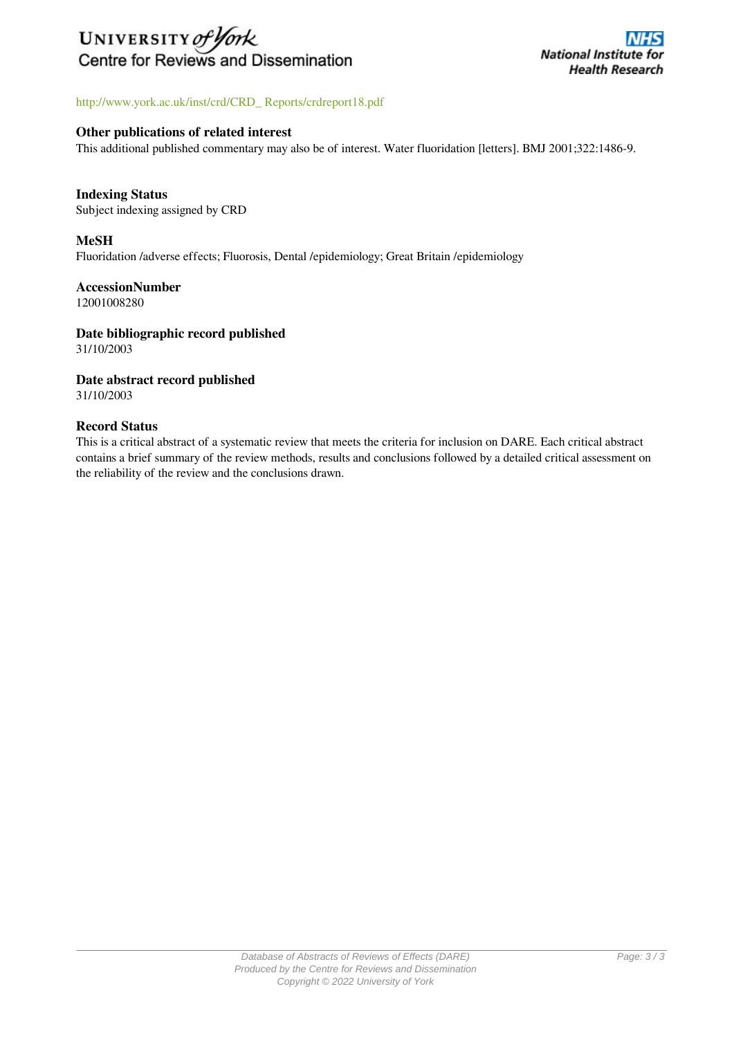http://www.york.ac.uk/inst/crd/CRD_ Reports/crdreport18.pdf

**Other publications of related interest**

This additional published commentary may also be of interest. Water fluoridation [letters]. BMJ 2001;322:1486-9.

**Indexing Status**

Subject indexing assigned by CRD

**MeSH**

Fluoridation /adverse effects; Fluorosis, Dental /epidemiology; Great Britain /epidemiology

**AccessionNumber**

12001008280

**Date bibliographic record published**

31/10/2003

**Date abstract record published**

31/10/2003

**Record Status**

This is a critical abstract of a systematic review that meets the criteria for inclusion on DARE. Each critical abstract contains a brief summary of the review methods, results and conclusions followed by a detailed critical assessment on the reliability of the review and the conclusions drawn.